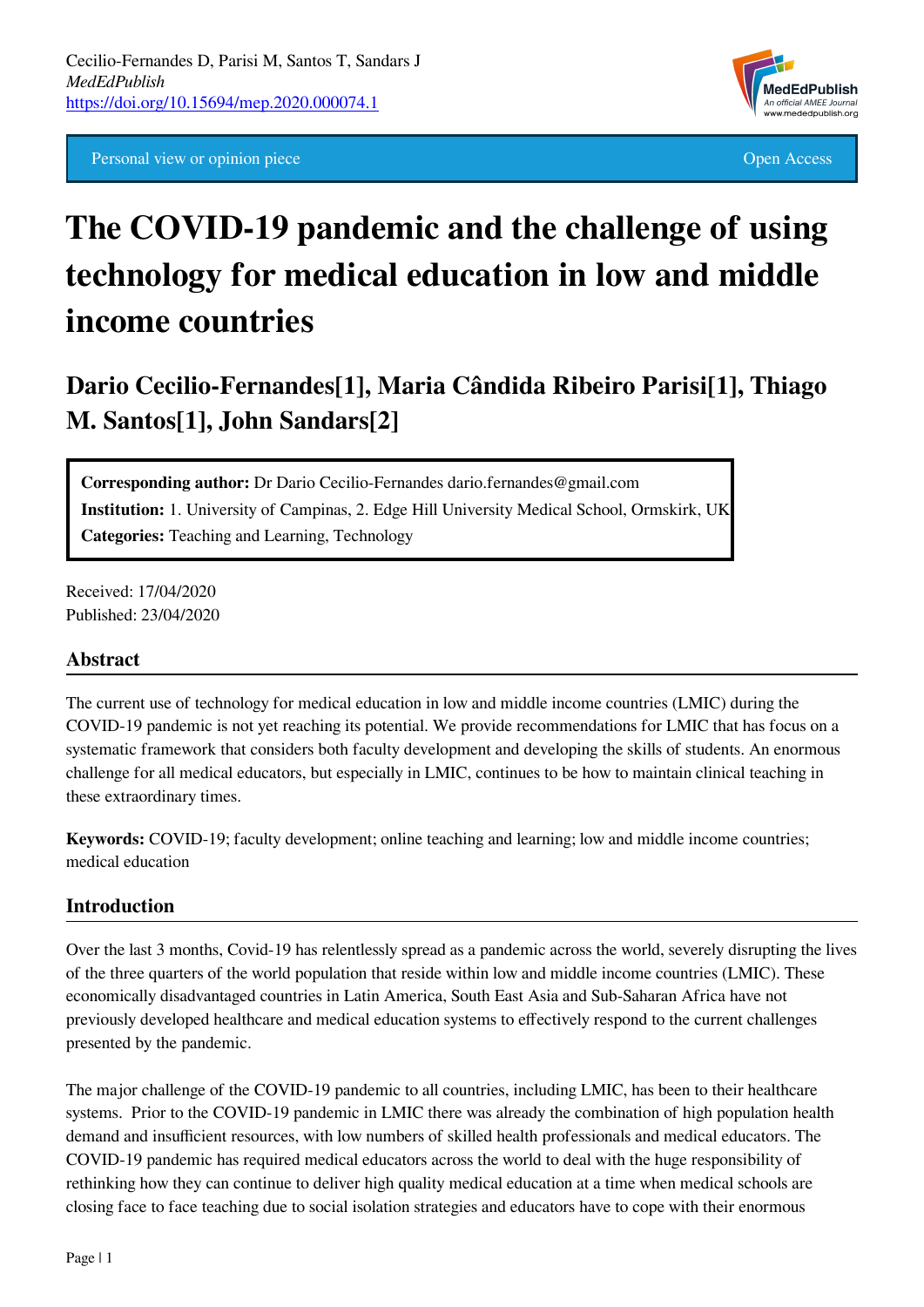Cecilio-Fernandes D, Parisi M, Santos T, Sandars J
*MedEdPublish*
https://doi.org/10.15694/mep.2020.000074.1

Personal view or opinion piece | Open Access

# The COVID-19 pandemic and the challenge of using technology for medical education in low and middle income countries

## Dario Cecilio-Fernandes[1], Maria Cândida Ribeiro Parisi[1], Thiago M. Santos[1], John Sandars[2]

**Corresponding author:** Dr Dario Cecilio-Fernandes dario.fernandes@gmail.com
**Institution:** 1. University of Campinas, 2. Edge Hill University Medical School, Ormskirk, UK
**Categories:** Teaching and Learning, Technology

Received: 17/04/2020
Published: 23/04/2020

## Abstract

The current use of technology for medical education in low and middle income countries (LMIC) during the COVID-19 pandemic is not yet reaching its potential. We provide recommendations for LMIC that has focus on a systematic framework that considers both faculty development and developing the skills of students. An enormous challenge for all medical educators, but especially in LMIC, continues to be how to maintain clinical teaching in these extraordinary times.

**Keywords:** COVID-19; faculty development; online teaching and learning; low and middle income countries; medical education

## Introduction

Over the last 3 months, Covid-19 has relentlessly spread as a pandemic across the world, severely disrupting the lives of the three quarters of the world population that reside within low and middle income countries (LMIC). These economically disadvantaged countries in Latin America, South East Asia and Sub-Saharan Africa have not previously developed healthcare and medical education systems to effectively respond to the current challenges presented by the pandemic.

The major challenge of the COVID-19 pandemic to all countries, including LMIC, has been to their healthcare systems. Prior to the COVID-19 pandemic in LMIC there was already the combination of high population health demand and insufficient resources, with low numbers of skilled health professionals and medical educators. The COVID-19 pandemic has required medical educators across the world to deal with the huge responsibility of rethinking how they can continue to deliver high quality medical education at a time when medical schools are closing face to face teaching due to social isolation strategies and educators have to cope with their enormous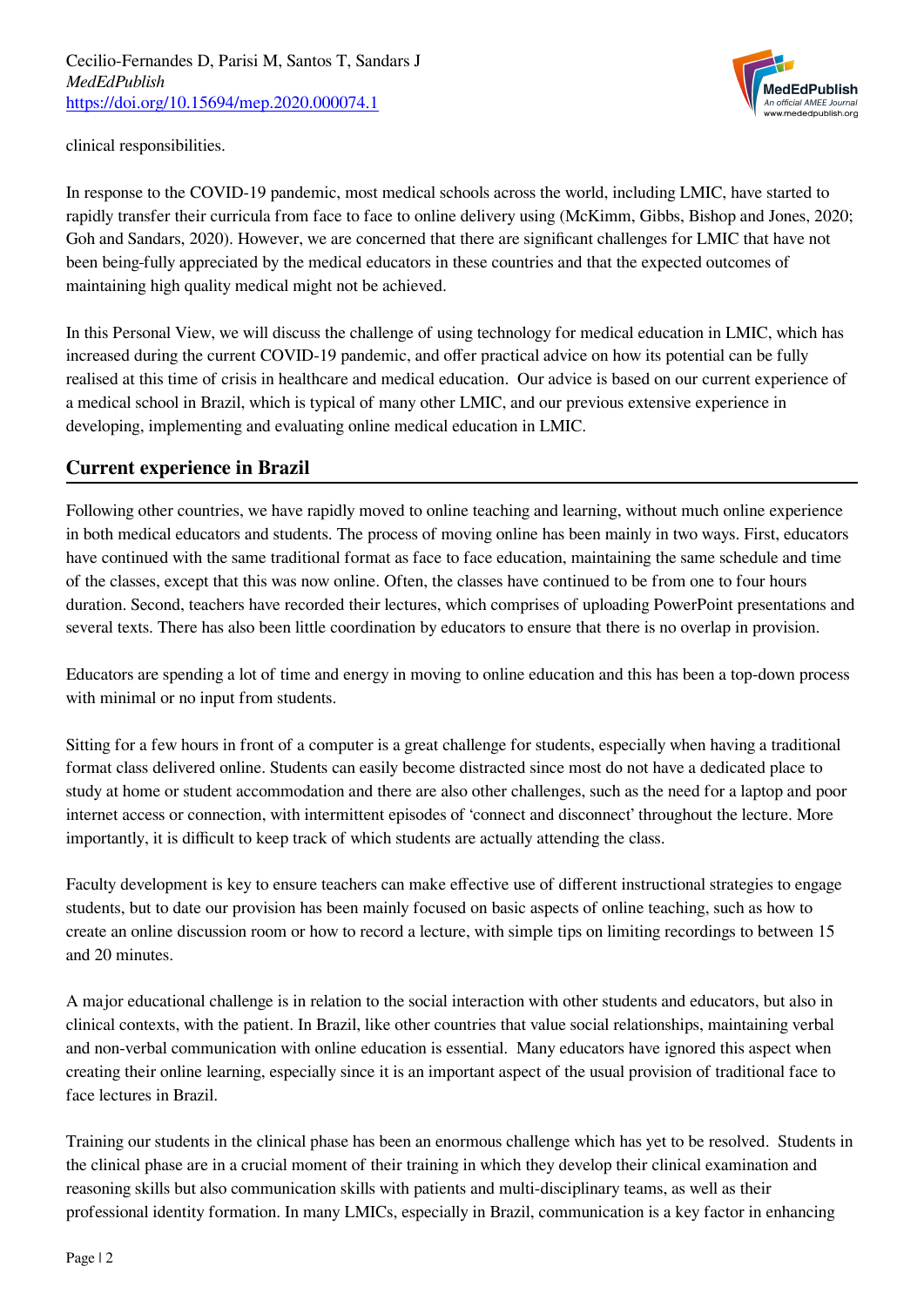clinical responsibilities.

In response to the COVID-19 pandemic, most medical schools across the world, including LMIC, have started to rapidly transfer their curricula from face to face to online delivery using (McKimm, Gibbs, Bishop and Jones, 2020; Goh and Sandars, 2020). However, we are concerned that there are significant challenges for LMIC that have not been being fully appreciated by the medical educators in these countries and that the expected outcomes of maintaining high quality medical might not be achieved.

In this Personal View, we will discuss the challenge of using technology for medical education in LMIC, which has increased during the current COVID-19 pandemic, and offer practical advice on how its potential can be fully realised at this time of crisis in healthcare and medical education. Our advice is based on our current experience of a medical school in Brazil, which is typical of many other LMIC, and our previous extensive experience in developing, implementing and evaluating online medical education in LMIC.

## Current experience in Brazil

Following other countries, we have rapidly moved to online teaching and learning, without much online experience in both medical educators and students. The process of moving online has been mainly in two ways. First, educators have continued with the same traditional format as face to face education, maintaining the same schedule and time of the classes, except that this was now online. Often, the classes have continued to be from one to four hours duration. Second, teachers have recorded their lectures, which comprises of uploading PowerPoint presentations and several texts. There has also been little coordination by educators to ensure that there is no overlap in provision.

Educators are spending a lot of time and energy in moving to online education and this has been a top-down process with minimal or no input from students.

Sitting for a few hours in front of a computer is a great challenge for students, especially when having a traditional format class delivered online. Students can easily become distracted since most do not have a dedicated place to study at home or student accommodation and there are also other challenges, such as the need for a laptop and poor internet access or connection, with intermittent episodes of 'connect and disconnect' throughout the lecture. More importantly, it is difficult to keep track of which students are actually attending the class.

Faculty development is key to ensure teachers can make effective use of different instructional strategies to engage students, but to date our provision has been mainly focused on basic aspects of online teaching, such as how to create an online discussion room or how to record a lecture, with simple tips on limiting recordings to between 15 and 20 minutes.

A major educational challenge is in relation to the social interaction with other students and educators, but also in clinical contexts, with the patient. In Brazil, like other countries that value social relationships, maintaining verbal and non-verbal communication with online education is essential. Many educators have ignored this aspect when creating their online learning, especially since it is an important aspect of the usual provision of traditional face to face lectures in Brazil.

Training our students in the clinical phase has been an enormous challenge which has yet to be resolved. Students in the clinical phase are in a crucial moment of their training in which they develop their clinical examination and reasoning skills but also communication skills with patients and multi-disciplinary teams, as well as their professional identity formation. In many LMICs, especially in Brazil, communication is a key factor in enhancing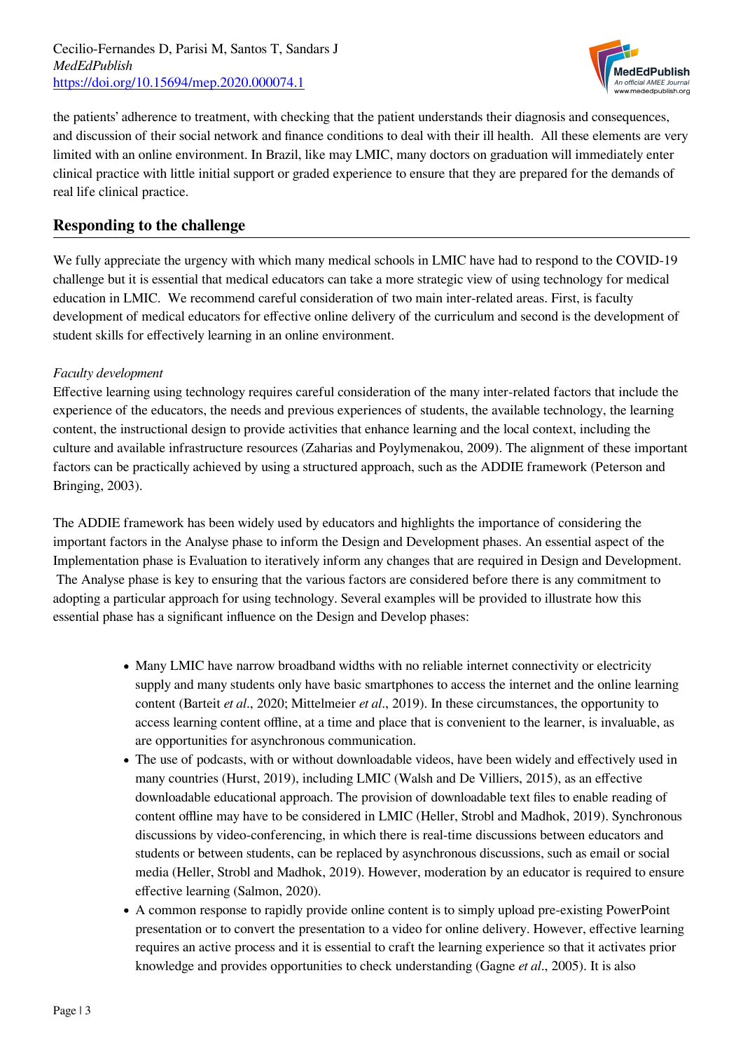the patients' adherence to treatment, with checking that the patient understands their diagnosis and consequences, and discussion of their social network and finance conditions to deal with their ill health.  All these elements are very limited with an online environment. In Brazil, like may LMIC, many doctors on graduation will immediately enter clinical practice with little initial support or graded experience to ensure that they are prepared for the demands of real life clinical practice.

## Responding to the challenge

We fully appreciate the urgency with which many medical schools in LMIC have had to respond to the COVID-19 challenge but it is essential that medical educators can take a more strategic view of using technology for medical education in LMIC.  We recommend careful consideration of two main inter-related areas. First, is faculty development of medical educators for effective online delivery of the curriculum and second is the development of student skills for effectively learning in an online environment.

*Faculty development*

Effective learning using technology requires careful consideration of the many inter-related factors that include the experience of the educators, the needs and previous experiences of students, the available technology, the learning content, the instructional design to provide activities that enhance learning and the local context, including the culture and available infrastructure resources (Zaharias and Poylymenakou, 2009). The alignment of these important factors can be practically achieved by using a structured approach, such as the ADDIE framework (Peterson and Bringing, 2003).

The ADDIE framework has been widely used by educators and highlights the importance of considering the important factors in the Analyse phase to inform the Design and Development phases. An essential aspect of the Implementation phase is Evaluation to iteratively inform any changes that are required in Design and Development.  The Analyse phase is key to ensuring that the various factors are considered before there is any commitment to adopting a particular approach for using technology. Several examples will be provided to illustrate how this essential phase has a significant influence on the Design and Develop phases:

- Many LMIC have narrow broadband widths with no reliable internet connectivity or electricity supply and many students only have basic smartphones to access the internet and the online learning content (Barteit *et al*., 2020; Mittelmeier *et al*., 2019). In these circumstances, the opportunity to access learning content offline, at a time and place that is convenient to the learner, is invaluable, as are opportunities for asynchronous communication.
- The use of podcasts, with or without downloadable videos, have been widely and effectively used in many countries (Hurst, 2019), including LMIC (Walsh and De Villiers, 2015), as an effective downloadable educational approach. The provision of downloadable text files to enable reading of content offline may have to be considered in LMIC (Heller, Strobl and Madhok, 2019). Synchronous discussions by video-conferencing, in which there is real-time discussions between educators and students or between students, can be replaced by asynchronous discussions, such as email or social media (Heller, Strobl and Madhok, 2019). However, moderation by an educator is required to ensure effective learning (Salmon, 2020).
- A common response to rapidly provide online content is to simply upload pre-existing PowerPoint presentation or to convert the presentation to a video for online delivery. However, effective learning requires an active process and it is essential to craft the learning experience so that it activates prior knowledge and provides opportunities to check understanding (Gagne *et al*., 2005). It is also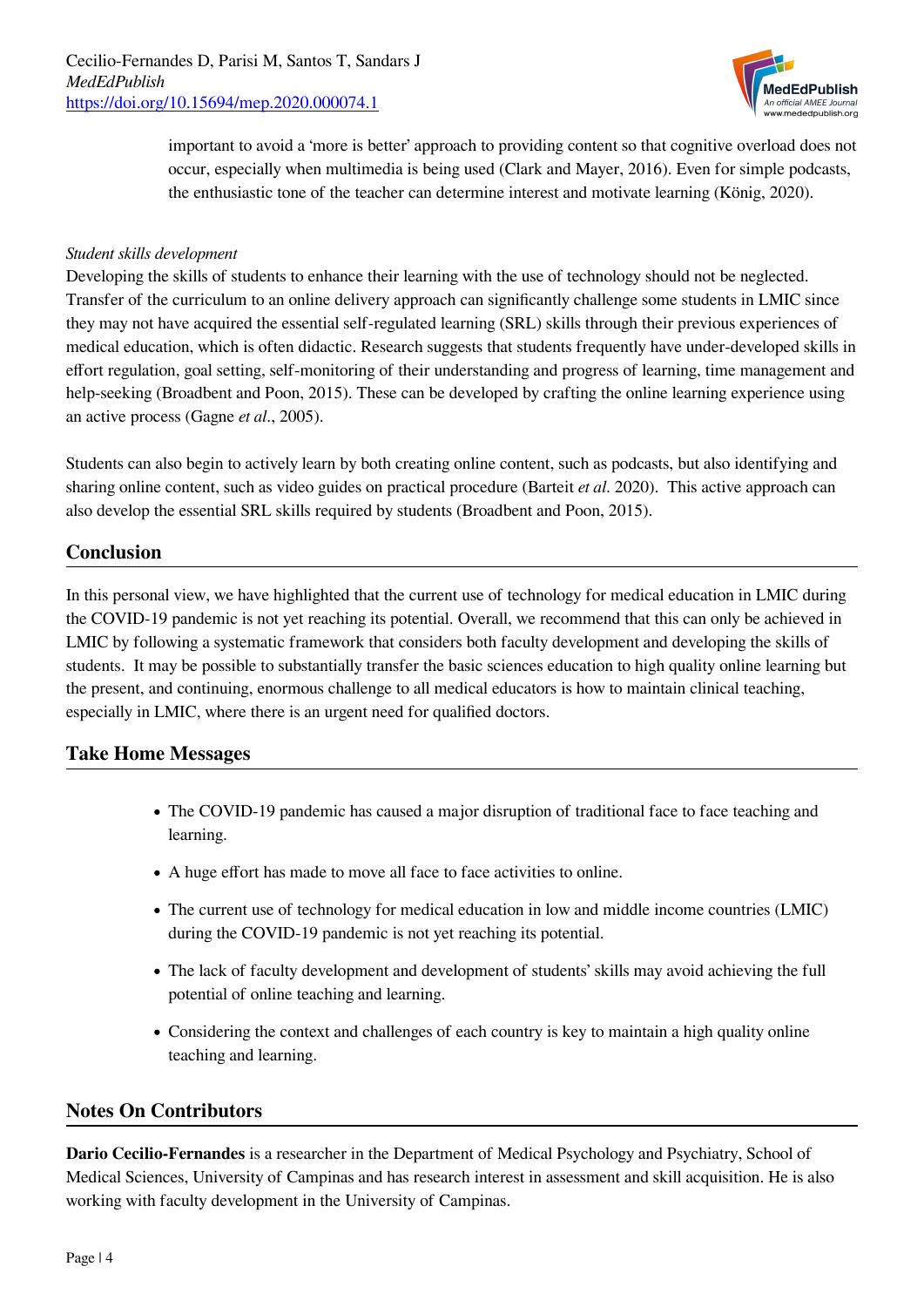important to avoid a 'more is better' approach to providing content so that cognitive overload does not occur, especially when multimedia is being used (Clark and Mayer, 2016). Even for simple podcasts, the enthusiastic tone of the teacher can determine interest and motivate learning (König, 2020).

*Student skills development*

Developing the skills of students to enhance their learning with the use of technology should not be neglected. Transfer of the curriculum to an online delivery approach can significantly challenge some students in LMIC since they may not have acquired the essential self-regulated learning (SRL) skills through their previous experiences of medical education, which is often didactic. Research suggests that students frequently have under-developed skills in effort regulation, goal setting, self-monitoring of their understanding and progress of learning, time management and help-seeking (Broadbent and Poon, 2015). These can be developed by crafting the online learning experience using an active process (Gagne *et al*., 2005).

Students can also begin to actively learn by both creating online content, such as podcasts, but also identifying and sharing online content, such as video guides on practical procedure (Barteit *et al.* 2020). This active approach can also develop the essential SRL skills required by students (Broadbent and Poon, 2015).

## Conclusion

In this personal view, we have highlighted that the current use of technology for medical education in LMIC during the COVID-19 pandemic is not yet reaching its potential. Overall, we recommend that this can only be achieved in LMIC by following a systematic framework that considers both faculty development and developing the skills of students. It may be possible to substantially transfer the basic sciences education to high quality online learning but the present, and continuing, enormous challenge to all medical educators is how to maintain clinical teaching, especially in LMIC, where there is an urgent need for qualified doctors.

## Take Home Messages

- The COVID-19 pandemic has caused a major disruption of traditional face to face teaching and learning.
- A huge effort has made to move all face to face activities to online.
- The current use of technology for medical education in low and middle income countries (LMIC) during the COVID-19 pandemic is not yet reaching its potential.
- The lack of faculty development and development of students' skills may avoid achieving the full potential of online teaching and learning.
- Considering the context and challenges of each country is key to maintain a high quality online teaching and learning.

## Notes On Contributors

**Dario Cecilio-Fernandes** is a researcher in the Department of Medical Psychology and Psychiatry, School of Medical Sciences, University of Campinas and has research interest in assessment and skill acquisition. He is also working with faculty development in the University of Campinas.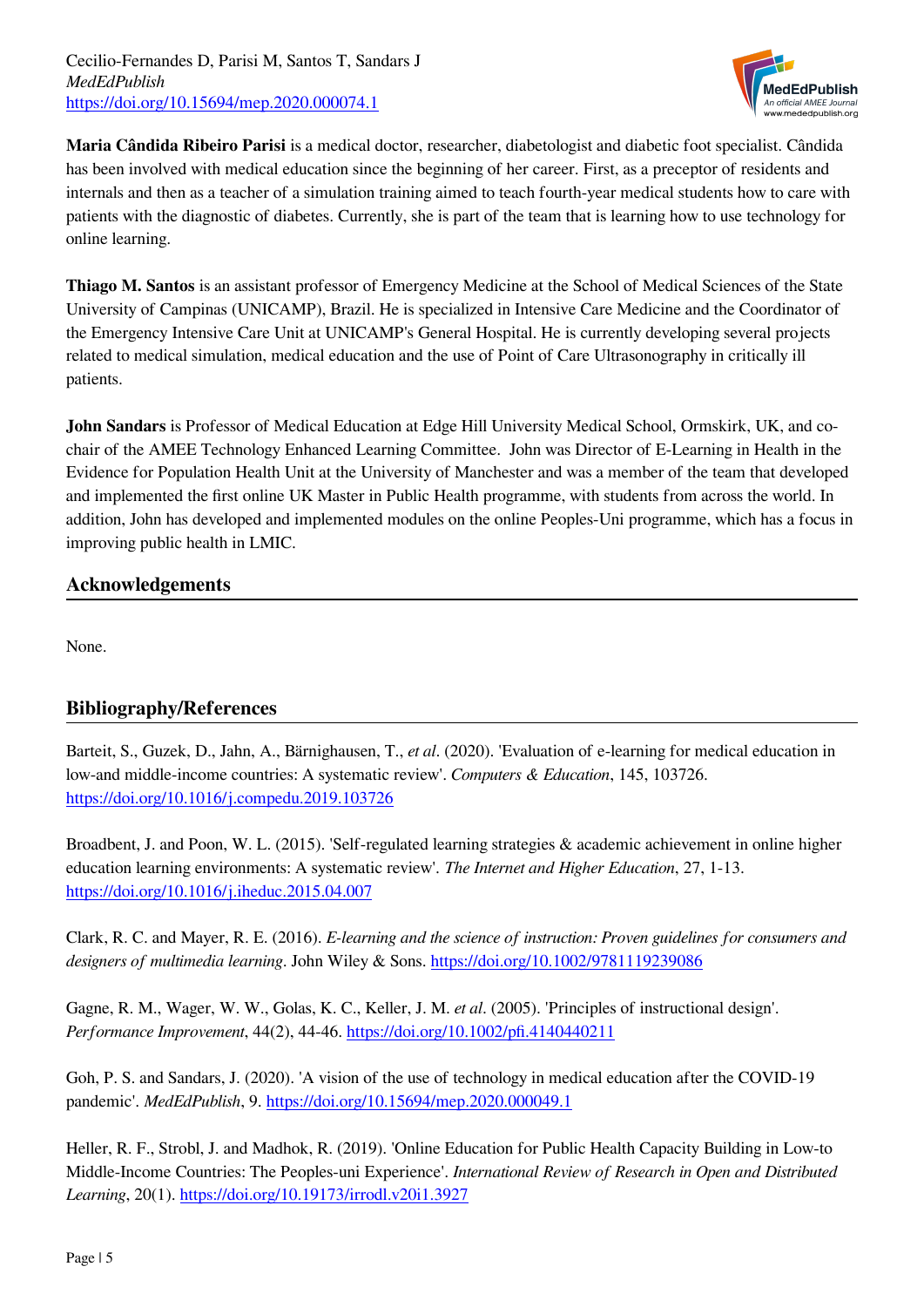**Maria Cândida Ribeiro Parisi** is a medical doctor, researcher, diabetologist and diabetic foot specialist. Cândida has been involved with medical education since the beginning of her career. First, as a preceptor of residents and internals and then as a teacher of a simulation training aimed to teach fourth-year medical students how to care with patients with the diagnostic of diabetes. Currently, she is part of the team that is learning how to use technology for online learning.

**Thiago M. Santos** is an assistant professor of Emergency Medicine at the School of Medical Sciences of the State University of Campinas (UNICAMP), Brazil. He is specialized in Intensive Care Medicine and the Coordinator of the Emergency Intensive Care Unit at UNICAMP's General Hospital. He is currently developing several projects related to medical simulation, medical education and the use of Point of Care Ultrasonography in critically ill patients.

**John Sandars** is Professor of Medical Education at Edge Hill University Medical School, Ormskirk, UK, and co-chair of the AMEE Technology Enhanced Learning Committee. John was Director of E-Learning in Health in the Evidence for Population Health Unit at the University of Manchester and was a member of the team that developed and implemented the first online UK Master in Public Health programme, with students from across the world. In addition, John has developed and implemented modules on the online Peoples-Uni programme, which has a focus in improving public health in LMIC.

## Acknowledgements

None.

## Bibliography/References

Barteit, S., Guzek, D., Jahn, A., Bärnighausen, T., *et al*. (2020). 'Evaluation of e-learning for medical education in low-and middle-income countries: A systematic review'. *Computers & Education*, 145, 103726. https://doi.org/10.1016/j.compedu.2019.103726

Broadbent, J. and Poon, W. L. (2015). 'Self-regulated learning strategies & academic achievement in online higher education learning environments: A systematic review'. *The Internet and Higher Education*, 27, 1-13. https://doi.org/10.1016/j.iheduc.2015.04.007

Clark, R. C. and Mayer, R. E. (2016). *E-learning and the science of instruction: Proven guidelines for consumers and designers of multimedia learning*. John Wiley & Sons. https://doi.org/10.1002/9781119239086

Gagne, R. M., Wager, W. W., Golas, K. C., Keller, J. M. *et al*. (2005). 'Principles of instructional design'. *Performance Improvement*, 44(2), 44-46. https://doi.org/10.1002/pfi.4140440211

Goh, P. S. and Sandars, J. (2020). 'A vision of the use of technology in medical education after the COVID-19 pandemic'. *MedEdPublish*, 9. https://doi.org/10.15694/mep.2020.000049.1

Heller, R. F., Strobl, J. and Madhok, R. (2019). 'Online Education for Public Health Capacity Building in Low-to Middle-Income Countries: The Peoples-uni Experience'. *International Review of Research in Open and Distributed Learning*, 20(1). https://doi.org/10.19173/irrodl.v20i1.3927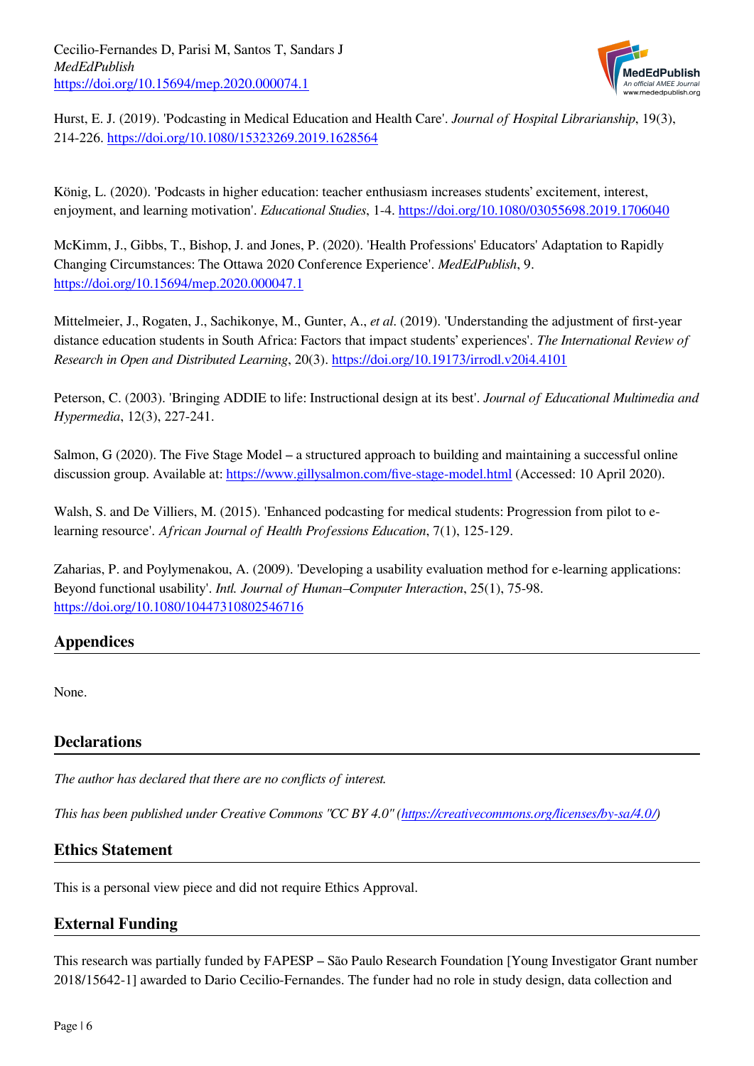Hurst, E. J. (2019). 'Podcasting in Medical Education and Health Care'. *Journal of Hospital Librarianship*, 19(3), 214-226. https://doi.org/10.1080/15323269.2019.1628564

König, L. (2020). 'Podcasts in higher education: teacher enthusiasm increases students' excitement, interest, enjoyment, and learning motivation'. *Educational Studies*, 1-4. https://doi.org/10.1080/03055698.2019.1706040

McKimm, J., Gibbs, T., Bishop, J. and Jones, P. (2020). 'Health Professions' Educators' Adaptation to Rapidly Changing Circumstances: The Ottawa 2020 Conference Experience'. *MedEdPublish*, 9. https://doi.org/10.15694/mep.2020.000047.1

Mittelmeier, J., Rogaten, J., Sachikonye, M., Gunter, A., *et al*. (2019). 'Understanding the adjustment of first-year distance education students in South Africa: Factors that impact students' experiences'. *The International Review of Research in Open and Distributed Learning*, 20(3). https://doi.org/10.19173/irrodl.v20i4.4101

Peterson, C. (2003). 'Bringing ADDIE to life: Instructional design at its best'. *Journal of Educational Multimedia and Hypermedia*, 12(3), 227-241.

Salmon, G (2020). The Five Stage Model – a structured approach to building and maintaining a successful online discussion group. Available at: https://www.gillysalmon.com/five-stage-model.html (Accessed: 10 April 2020).

Walsh, S. and De Villiers, M. (2015). 'Enhanced podcasting for medical students: Progression from pilot to e-learning resource'. *African Journal of Health Professions Education*, 7(1), 125-129.

Zaharias, P. and Poylymenakou, A. (2009). 'Developing a usability evaluation method for e-learning applications: Beyond functional usability'. *Intl. Journal of Human–Computer Interaction*, 25(1), 75-98. https://doi.org/10.1080/10447310802546716

## Appendices

None.

## Declarations

*The author has declared that there are no conflicts of interest.*

*This has been published under Creative Commons "CC BY 4.0" (https://creativecommons.org/licenses/by-sa/4.0/)*

## Ethics Statement

This is a personal view piece and did not require Ethics Approval.

## External Funding

This research was partially funded by FAPESP – São Paulo Research Foundation [Young Investigator Grant number 2018/15642-1] awarded to Dario Cecilio-Fernandes. The funder had no role in study design, data collection and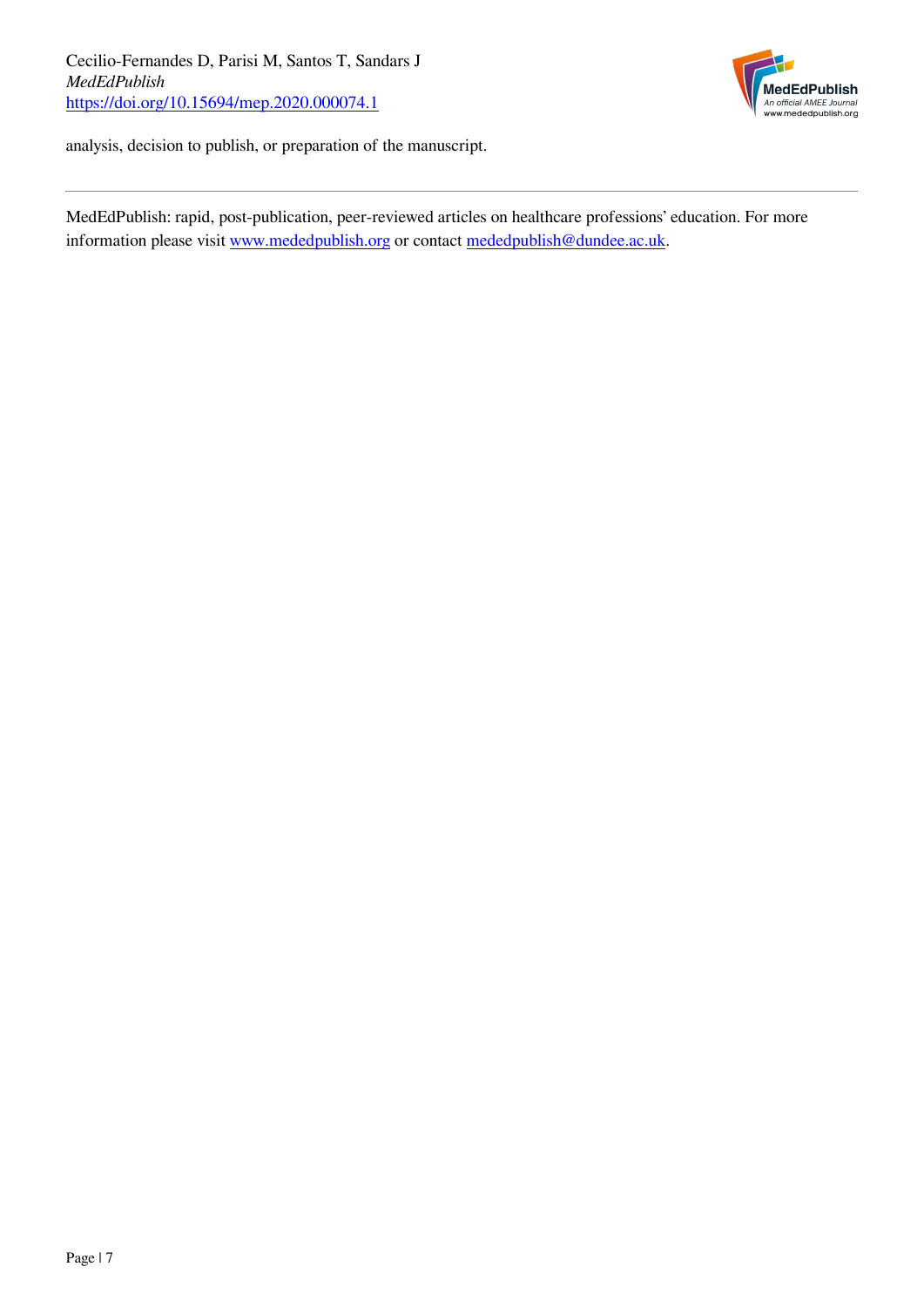analysis, decision to publish, or preparation of the manuscript.

---

MedEdPublish: rapid, post-publication, peer-reviewed articles on healthcare professions' education. For more information please visit [www.mededpublish.org](www.mededpublish.org) or contact [mededpublish@dundee.ac.uk](mailto:mededpublish@dundee.ac.uk).